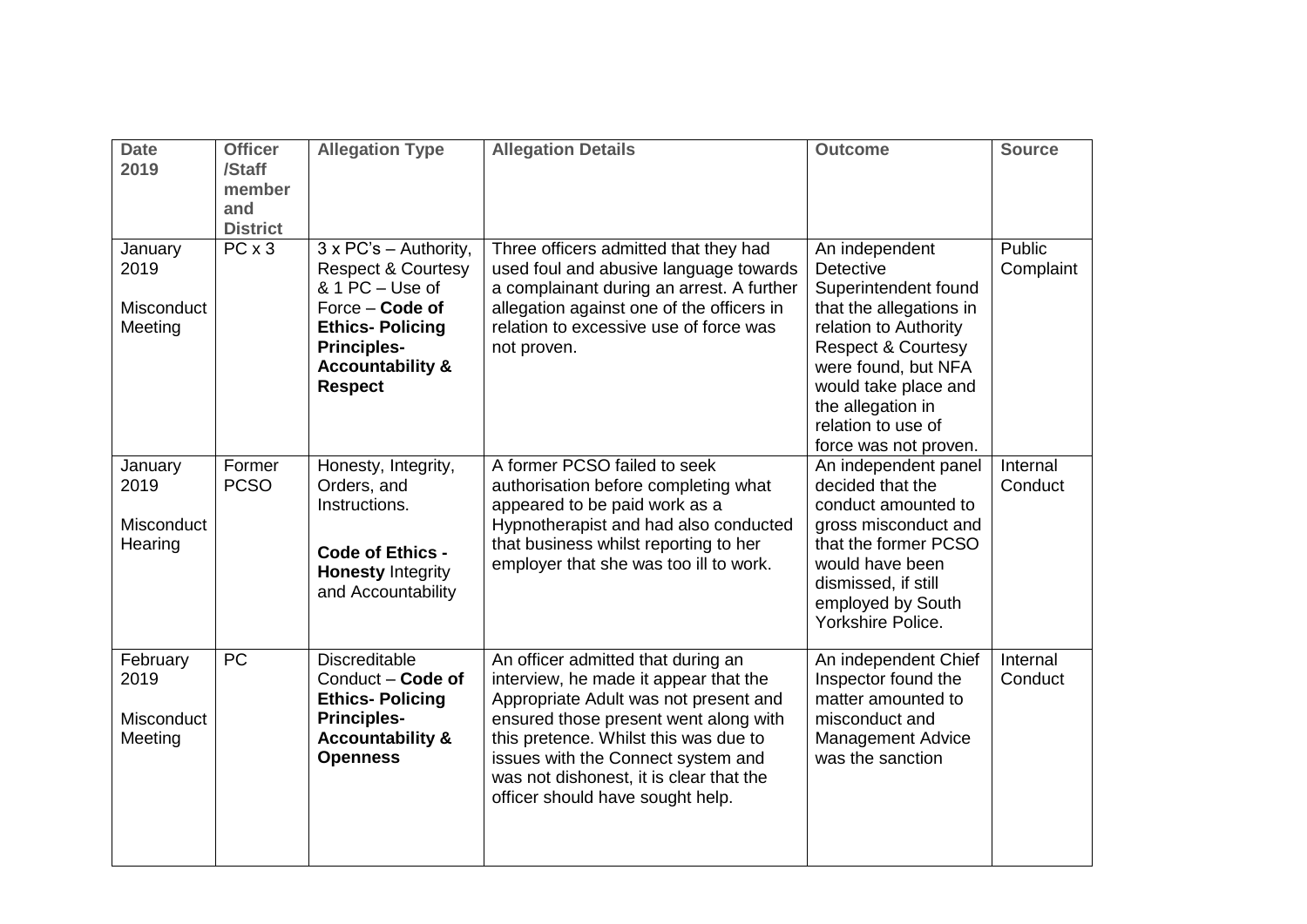| **Date 2019** | **Officer /Staff member and District** | **Allegation Type** | **Allegation Details** | **Outcome** | **Source** |
|---|---|---|---|---|---|
| January 2019<br><br>Misconduct Meeting | PC x 3 | 3 x PC's – Authority, Respect & Courtesy & 1 PC – Use of Force – **Code of Ethics- Policing Principles- Accountability & Respect** | Three officers admitted that they had used foul and abusive language towards a complainant during an arrest. A further allegation against one of the officers in relation to excessive use of force was not proven. | An independent Detective Superintendent found that the allegations in relation to Authority Respect & Courtesy were found, but NFA would take place and the allegation in relation to use of force was not proven. | Public Complaint |
| January 2019<br><br>Misconduct Hearing | Former PCSO | Honesty, Integrity, Orders, and Instructions.<br><br>**Code of Ethics - Honesty** Integrity and Accountability | A former PCSO failed to seek authorisation before completing what appeared to be paid work as a Hypnotherapist and had also conducted that business whilst reporting to her employer that she was too ill to work. | An independent panel decided that the conduct amounted to gross misconduct and that the former PCSO would have been dismissed, if still employed by South Yorkshire Police. | Internal Conduct |
| February 2019<br><br>Misconduct Meeting | PC | Discreditable Conduct – **Code of Ethics- Policing Principles- Accountability & Openness** | An officer admitted that during an interview, he made it appear that the Appropriate Adult was not present and ensured those present went along with this pretence. Whilst this was due to issues with the Connect system and was not dishonest, it is clear that the officer should have sought help. | An independent Chief Inspector found the matter amounted to misconduct and Management Advice was the sanction | Internal Conduct |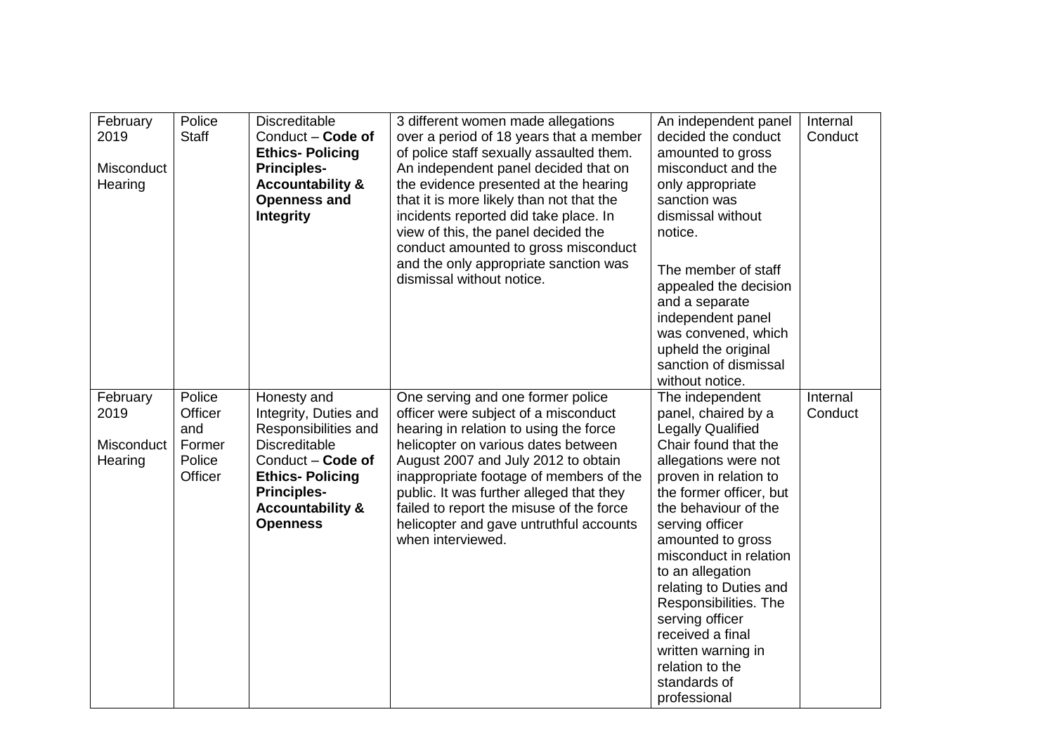| | | | | | |
|---|---|---|---|---|---|
| February 2019<br><br>Misconduct Hearing | Police Staff | Discreditable Conduct – **Code of Ethics- Policing Principles- Accountability & Openness and Integrity** | 3 different women made allegations over a period of 18 years that a member of police staff sexually assaulted them. An independent panel decided that on the evidence presented at the hearing that it is more likely than not that the incidents reported did take place. In view of this, the panel decided the conduct amounted to gross misconduct and the only appropriate sanction was dismissal without notice. | An independent panel decided the conduct amounted to gross misconduct and the only appropriate sanction was dismissal without notice.<br><br>The member of staff appealed the decision and a separate independent panel was convened, which upheld the original sanction of dismissal without notice. | Internal Conduct |
| February 2019<br><br>Misconduct Hearing | Police Officer and Former Police Officer | Honesty and Integrity, Duties and Responsibilities and Discreditable Conduct – **Code of Ethics- Policing Principles- Accountability & Openness** | One serving and one former police officer were subject of a misconduct hearing in relation to using the force helicopter on various dates between August 2007 and July 2012 to obtain inappropriate footage of members of the public. It was further alleged that they failed to report the misuse of the force helicopter and gave untruthful accounts when interviewed. | The independent panel, chaired by a Legally Qualified Chair found that the allegations were not proven in relation to the former officer, but the behaviour of the serving officer amounted to gross misconduct in relation to an allegation relating to Duties and Responsibilities. The serving officer received a final written warning in relation to the standards of professional | Internal Conduct |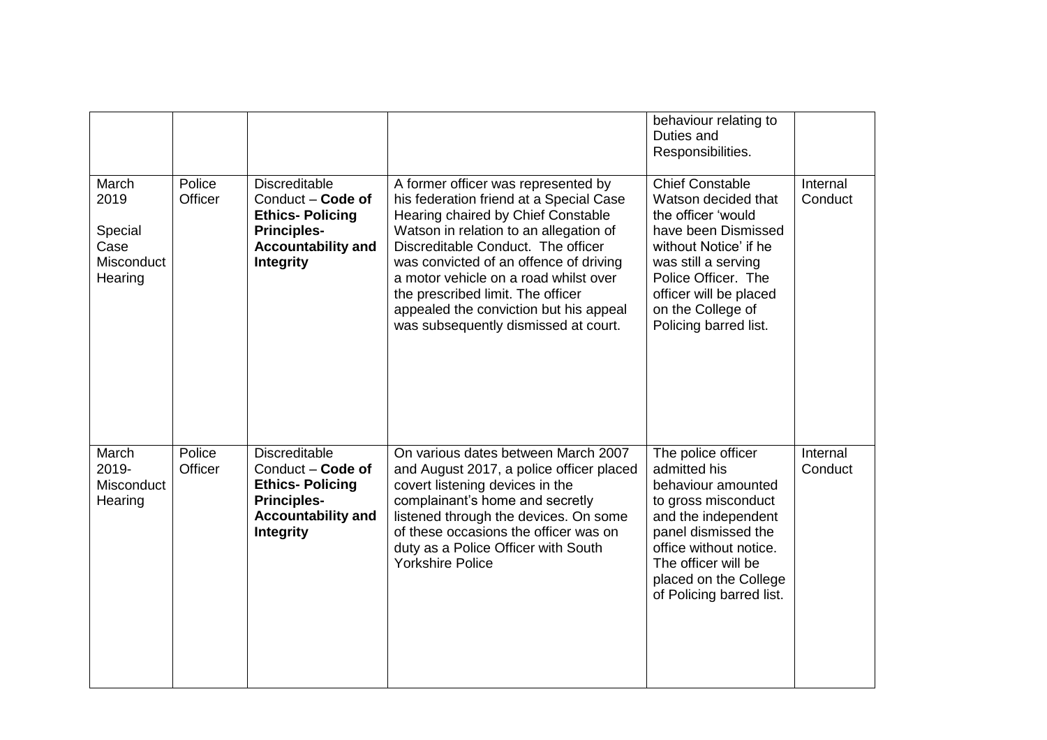| | | | | | |
|---|---|---|---|---|---|
| | | | | behaviour relating to Duties and Responsibilities. | |
| March 2019 Special Case Misconduct Hearing | Police Officer | Discreditable Conduct – **Code of Ethics- Policing Principles- Accountability and Integrity** | A former officer was represented by his federation friend at a Special Case Hearing chaired by Chief Constable Watson in relation to an allegation of Discreditable Conduct. The officer was convicted of an offence of driving a motor vehicle on a road whilst over the prescribed limit. The officer appealed the conviction but his appeal was subsequently dismissed at court. | Chief Constable Watson decided that the officer 'would have been Dismissed without Notice' if he was still a serving Police Officer. The officer will be placed on the College of Policing barred list. | Internal Conduct |
| March 2019- Misconduct Hearing | Police Officer | Discreditable Conduct – **Code of Ethics- Policing Principles- Accountability and Integrity** | On various dates between March 2007 and August 2017, a police officer placed covert listening devices in the complainant's home and secretly listened through the devices. On some of these occasions the officer was on duty as a Police Officer with South Yorkshire Police | The police officer admitted his behaviour amounted to gross misconduct and the independent panel dismissed the office without notice. The officer will be placed on the College of Policing barred list. | Internal Conduct |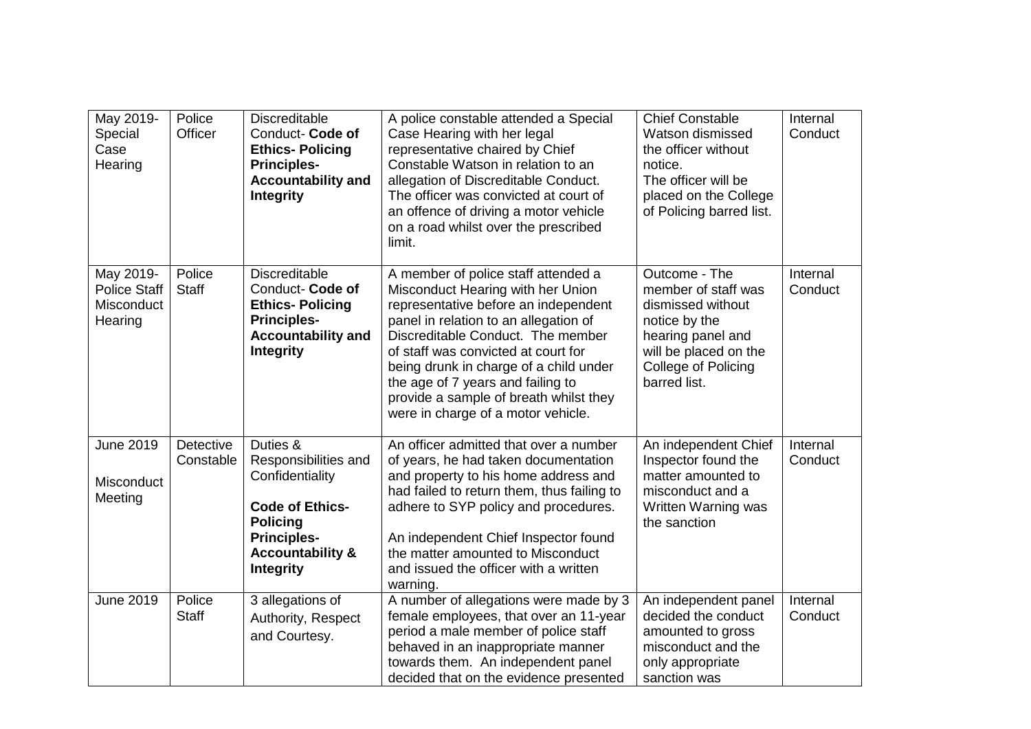| May 2019- Special Case Hearing | Police Officer | Discreditable Conduct- **Code of Ethics- Policing Principles- Accountability and Integrity** | A police constable attended a Special Case Hearing with her legal representative chaired by Chief Constable Watson in relation to an allegation of Discreditable Conduct. The officer was convicted at court of an offence of driving a motor vehicle on a road whilst over the prescribed limit. | Chief Constable Watson dismissed the officer without notice. The officer will be placed on the College of Policing barred list. | Internal Conduct |
|---|---|---|---|---|---|
| May 2019- Police Staff Misconduct Hearing | Police Staff | Discreditable Conduct- **Code of Ethics- Policing Principles- Accountability and Integrity** | A member of police staff attended a Misconduct Hearing with her Union representative before an independent panel in relation to an allegation of Discreditable Conduct. The member of staff was convicted at court for being drunk in charge of a child under the age of 7 years and failing to provide a sample of breath whilst they were in charge of a motor vehicle. | Outcome - The member of staff was dismissed without notice by the hearing panel and will be placed on the College of Policing barred list. | Internal Conduct |
| June 2019 Misconduct Meeting | Detective Constable | Duties & Responsibilities and Confidentiality **Code of Ethics- Policing Principles- Accountability & Integrity** | An officer admitted that over a number of years, he had taken documentation and property to his home address and had failed to return them, thus failing to adhere to SYP policy and procedures. An independent Chief Inspector found the matter amounted to Misconduct and issued the officer with a written warning. | An independent Chief Inspector found the matter amounted to misconduct and a Written Warning was the sanction | Internal Conduct |
| June 2019 | Police Staff | 3 allegations of Authority, Respect and Courtesy. | A number of allegations were made by 3 female employees, that over an 11-year period a male member of police staff behaved in an inappropriate manner towards them. An independent panel decided that on the evidence presented | An independent panel decided the conduct amounted to gross misconduct and the only appropriate sanction was | Internal Conduct |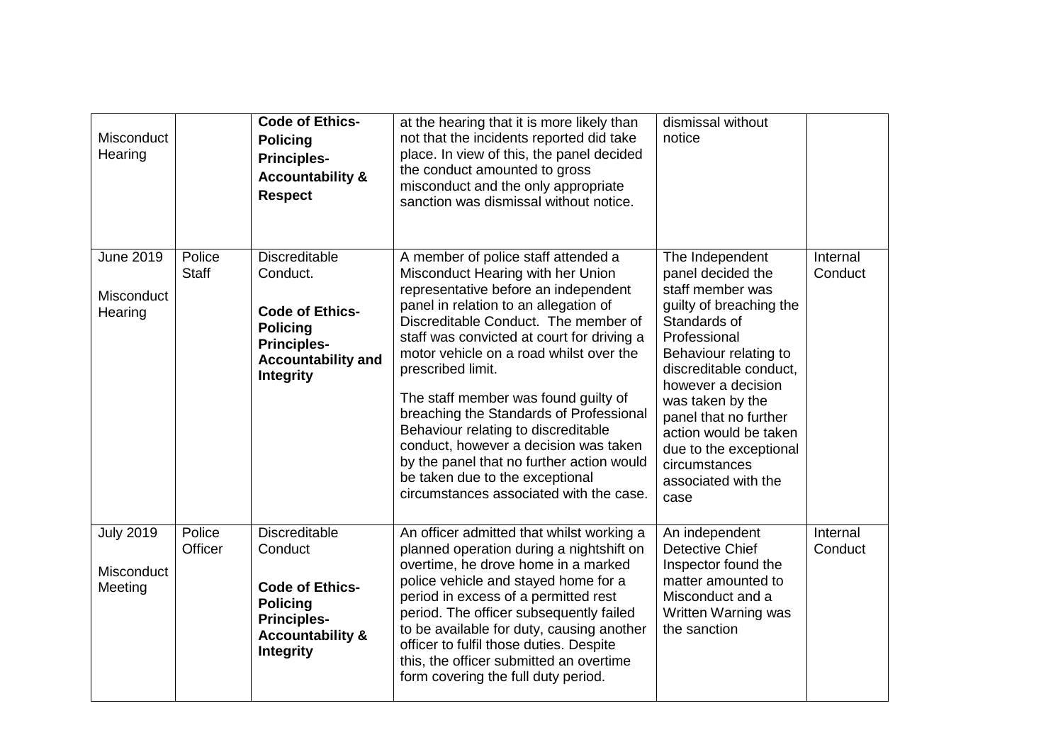| | | | | | |
|---|---|---|---|---|---|
| Misconduct Hearing | | **Code of Ethics- Policing Principles- Accountability & Respect** | at the hearing that it is more likely than not that the incidents reported did take place. In view of this, the panel decided the conduct amounted to gross misconduct and the only appropriate sanction was dismissal without notice. | dismissal without notice | |
| June 2019<br><br>Misconduct Hearing | Police Staff | Discreditable Conduct.<br><br>**Code of Ethics- Policing Principles- Accountability and Integrity** | A member of police staff attended a Misconduct Hearing with her Union representative before an independent panel in relation to an allegation of Discreditable Conduct. The member of staff was convicted at court for driving a motor vehicle on a road whilst over the prescribed limit.<br><br>The staff member was found guilty of breaching the Standards of Professional Behaviour relating to discreditable conduct, however a decision was taken by the panel that no further action would be taken due to the exceptional circumstances associated with the case. | The Independent panel decided the staff member was guilty of breaching the Standards of Professional Behaviour relating to discreditable conduct, however a decision was taken by the panel that no further action would be taken due to the exceptional circumstances associated with the case | Internal Conduct |
| July 2019<br><br>Misconduct Meeting | Police Officer | Discreditable Conduct<br><br>**Code of Ethics- Policing Principles- Accountability & Integrity** | An officer admitted that whilst working a planned operation during a nightshift on overtime, he drove home in a marked police vehicle and stayed home for a period in excess of a permitted rest period. The officer subsequently failed to be available for duty, causing another officer to fulfil those duties. Despite this, the officer submitted an overtime form covering the full duty period. | An independent Detective Chief Inspector found the matter amounted to Misconduct and a Written Warning was the sanction | Internal Conduct |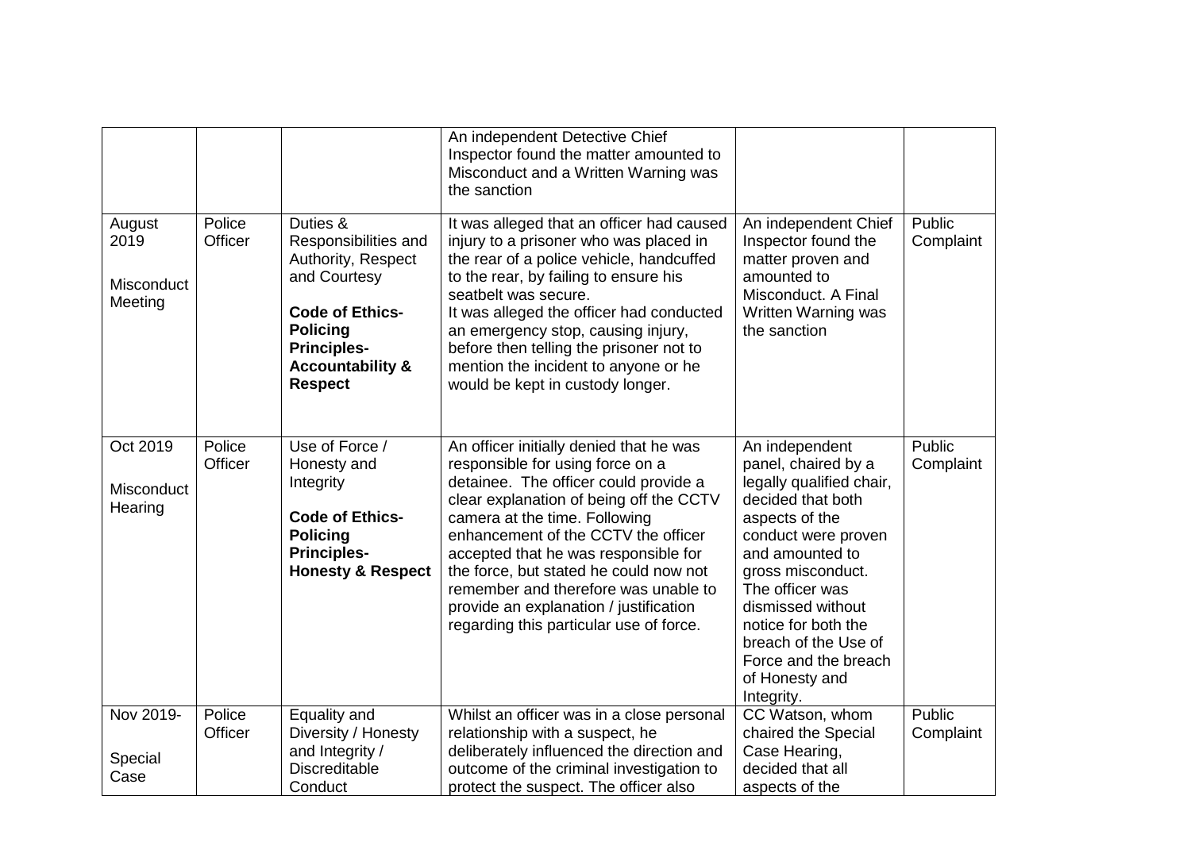| | | | | | |
|---|---|---|---|---|---|
| | | | An independent Detective Chief Inspector found the matter amounted to Misconduct and a Written Warning was the sanction | | |
| August 2019<br><br>Misconduct Meeting | Police Officer | Duties & Responsibilities and Authority, Respect and Courtesy<br><br>**Code of Ethics- Policing Principles- Accountability & Respect** | It was alleged that an officer had caused injury to a prisoner who was placed in the rear of a police vehicle, handcuffed to the rear, by failing to ensure his seatbelt was secure.<br>It was alleged the officer had conducted an emergency stop, causing injury, before then telling the prisoner not to mention the incident to anyone or he would be kept in custody longer. | An independent Chief Inspector found the matter proven and amounted to Misconduct. A Final Written Warning was the sanction | Public Complaint |
| Oct 2019<br><br>Misconduct Hearing | Police Officer | Use of Force / Honesty and Integrity<br><br>**Code of Ethics- Policing Principles- Honesty & Respect** | An officer initially denied that he was responsible for using force on a detainee. The officer could provide a clear explanation of being off the CCTV camera at the time. Following enhancement of the CCTV the officer accepted that he was responsible for the force, but stated he could now not remember and therefore was unable to provide an explanation / justification regarding this particular use of force. | An independent panel, chaired by a legally qualified chair, decided that both aspects of the conduct were proven and amounted to gross misconduct. The officer was dismissed without notice for both the breach of the Use of Force and the breach of Honesty and Integrity. | Public Complaint |
| Nov 2019-<br><br>Special Case | Police Officer | Equality and Diversity / Honesty and Integrity / Discreditable Conduct | Whilst an officer was in a close personal relationship with a suspect, he deliberately influenced the direction and outcome of the criminal investigation to protect the suspect. The officer also | CC Watson, whom chaired the Special Case Hearing, decided that all aspects of the | Public Complaint |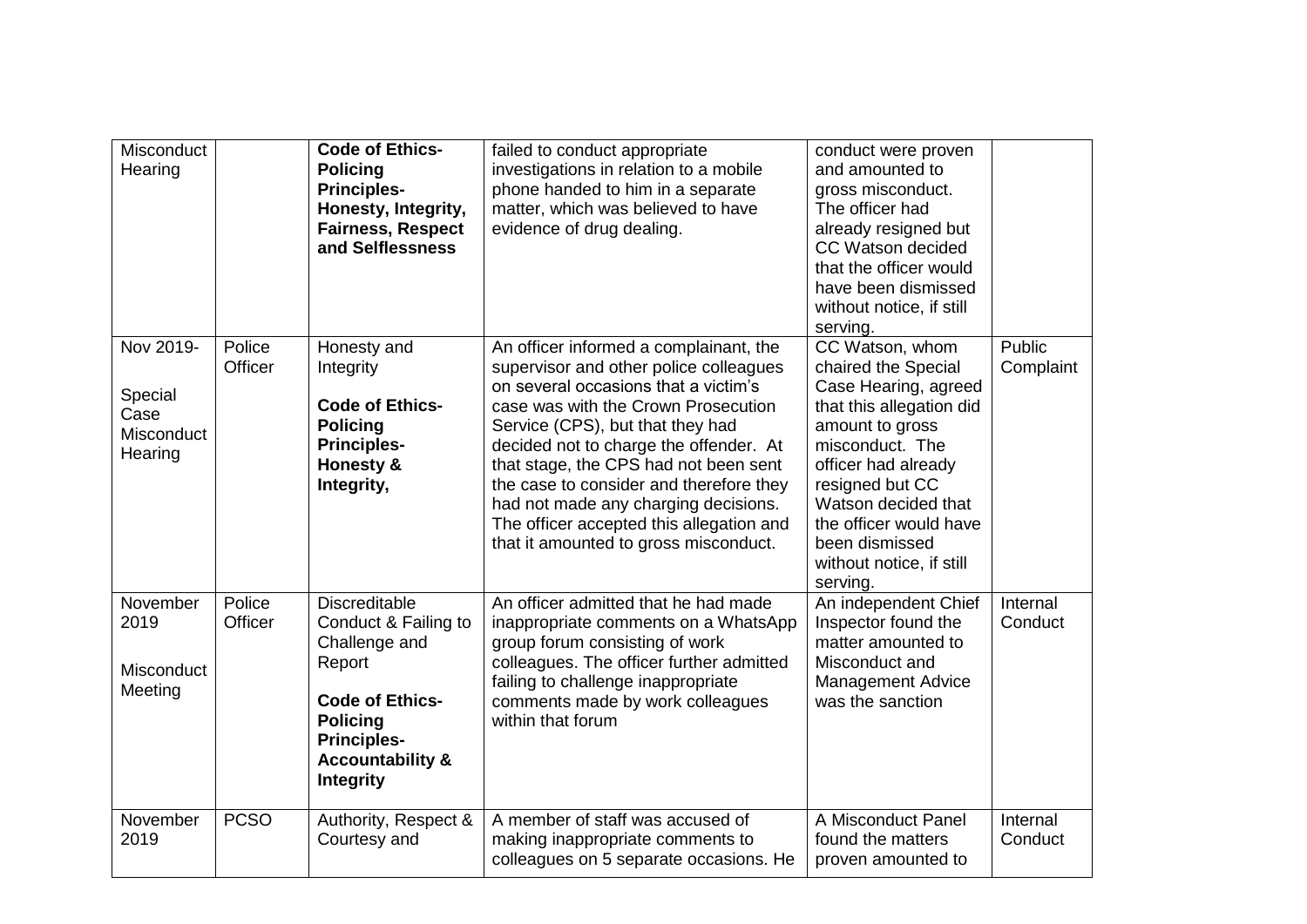| Misconduct Hearing | | **Code of Ethics- Policing Principles- Honesty, Integrity, Fairness, Respect and Selflessness** | failed to conduct appropriate investigations in relation to a mobile phone handed to him in a separate matter, which was believed to have evidence of drug dealing. | conduct were proven and amounted to gross misconduct. The officer had already resigned but CC Watson decided that the officer would have been dismissed without notice, if still serving. | |
|---|---|---|---|---|---|
| Nov 2019- Special Case Misconduct Hearing | Police Officer | Honesty and Integrity **Code of Ethics- Policing Principles- Honesty & Integrity,** | An officer informed a complainant, the supervisor and other police colleagues on several occasions that a victim's case was with the Crown Prosecution Service (CPS), but that they had decided not to charge the offender. At that stage, the CPS had not been sent the case to consider and therefore they had not made any charging decisions. The officer accepted this allegation and that it amounted to gross misconduct. | CC Watson, whom chaired the Special Case Hearing, agreed that this allegation did amount to gross misconduct. The officer had already resigned but CC Watson decided that the officer would have been dismissed without notice, if still serving. | Public Complaint |
| November 2019 Misconduct Meeting | Police Officer | Discreditable Conduct & Failing to Challenge and Report **Code of Ethics- Policing Principles- Accountability & Integrity** | An officer admitted that he had made inappropriate comments on a WhatsApp group forum consisting of work colleagues. The officer further admitted failing to challenge inappropriate comments made by work colleagues within that forum | An independent Chief Inspector found the matter amounted to Misconduct and Management Advice was the sanction | Internal Conduct |
| November 2019 | PCSO | Authority, Respect & Courtesy and | A member of staff was accused of making inappropriate comments to colleagues on 5 separate occasions. He | A Misconduct Panel found the matters proven amounted to | Internal Conduct |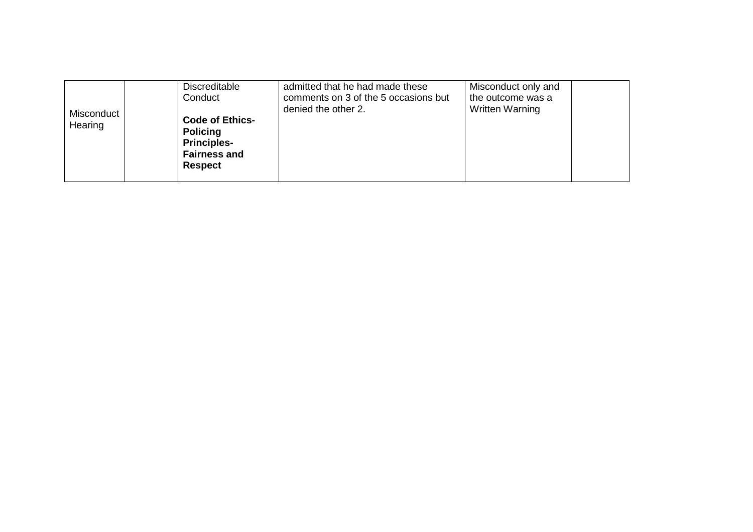| | | | | | |
|---|---|---|---|---|---|
| Misconduct Hearing | | Discreditable Conduct<br><br>**Code of Ethics- Policing Principles- Fairness and Respect** | admitted that he had made these comments on 3 of the 5 occasions but denied the other 2. | Misconduct only and the outcome was a Written Warning | |